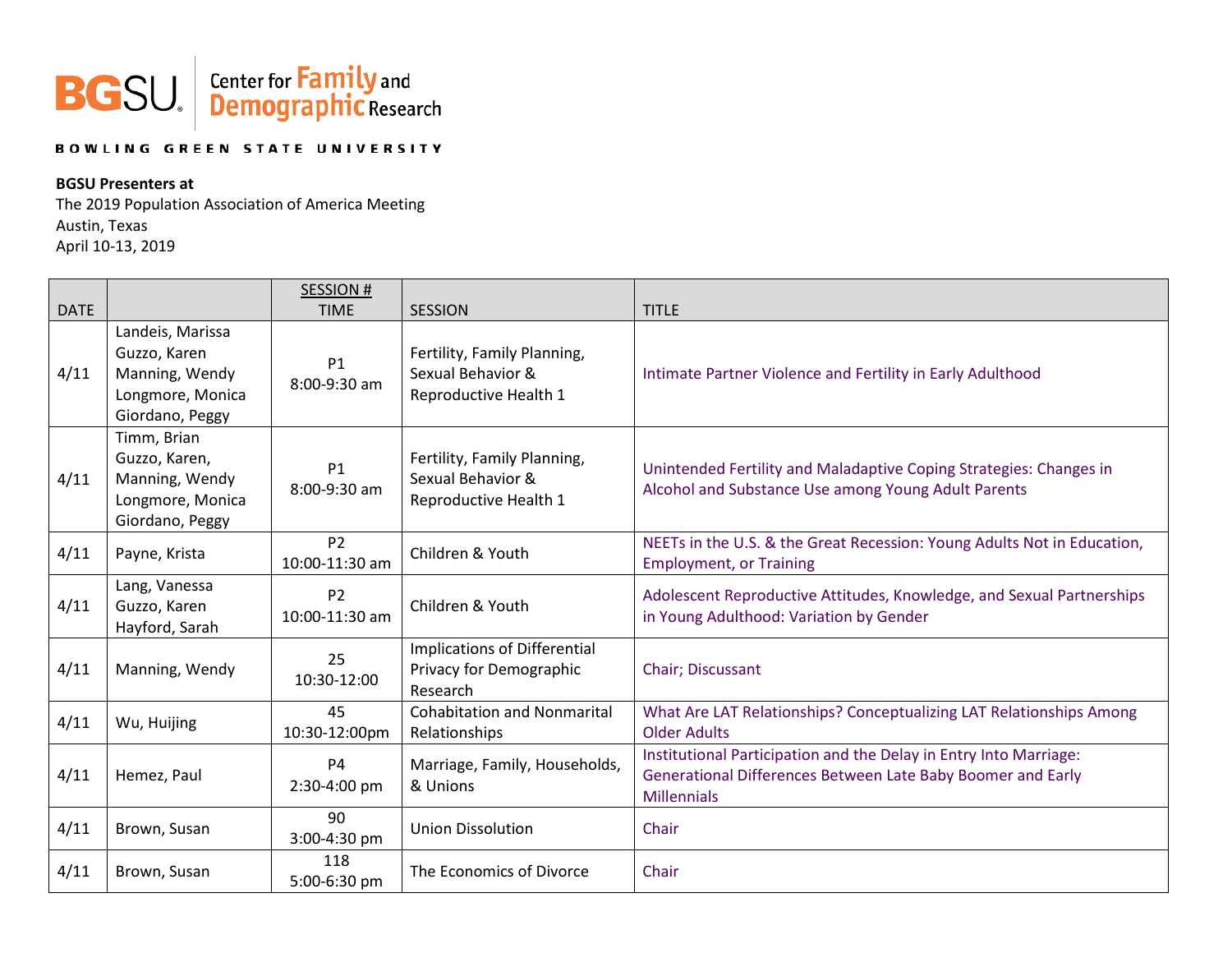BGSU Center for Family and Demographic Research

BOWLING GREEN STATE UNIVERSITY

**BGSU Presenters at**
The 2019 Population Association of America Meeting
Austin, Texas
April 10-13, 2019

| DATE | | SESSION # TIME | SESSION | TITLE |
|---|---|---|---|---|
| 4/11 | Landeis, Marissa<br>Guzzo, Karen<br>Manning, Wendy<br>Longmore, Monica<br>Giordano, Peggy | P1<br>8:00-9:30 am | Fertility, Family Planning, Sexual Behavior & Reproductive Health 1 | Intimate Partner Violence and Fertility in Early Adulthood |
| 4/11 | Timm, Brian<br>Guzzo, Karen,<br>Manning, Wendy<br>Longmore, Monica<br>Giordano, Peggy | P1<br>8:00-9:30 am | Fertility, Family Planning, Sexual Behavior & Reproductive Health 1 | Unintended Fertility and Maladaptive Coping Strategies: Changes in Alcohol and Substance Use among Young Adult Parents |
| 4/11 | Payne, Krista | P2<br>10:00-11:30 am | Children & Youth | NEETs in the U.S. & the Great Recession: Young Adults Not in Education, Employment, or Training |
| 4/11 | Lang, Vanessa<br>Guzzo, Karen<br>Hayford, Sarah | P2<br>10:00-11:30 am | Children & Youth | Adolescent Reproductive Attitudes, Knowledge, and Sexual Partnerships in Young Adulthood: Variation by Gender |
| 4/11 | Manning, Wendy | 25<br>10:30-12:00 | Implications of Differential Privacy for Demographic Research | Chair; Discussant |
| 4/11 | Wu, Huijing | 45<br>10:30-12:00pm | Cohabitation and Nonmarital Relationships | What Are LAT Relationships? Conceptualizing LAT Relationships Among Older Adults |
| 4/11 | Hemez, Paul | P4<br>2:30-4:00 pm | Marriage, Family, Households, & Unions | Institutional Participation and the Delay in Entry Into Marriage: Generational Differences Between Late Baby Boomer and Early Millennials |
| 4/11 | Brown, Susan | 90<br>3:00-4:30 pm | Union Dissolution | Chair |
| 4/11 | Brown, Susan | 118<br>5:00-6:30 pm | The Economics of Divorce | Chair |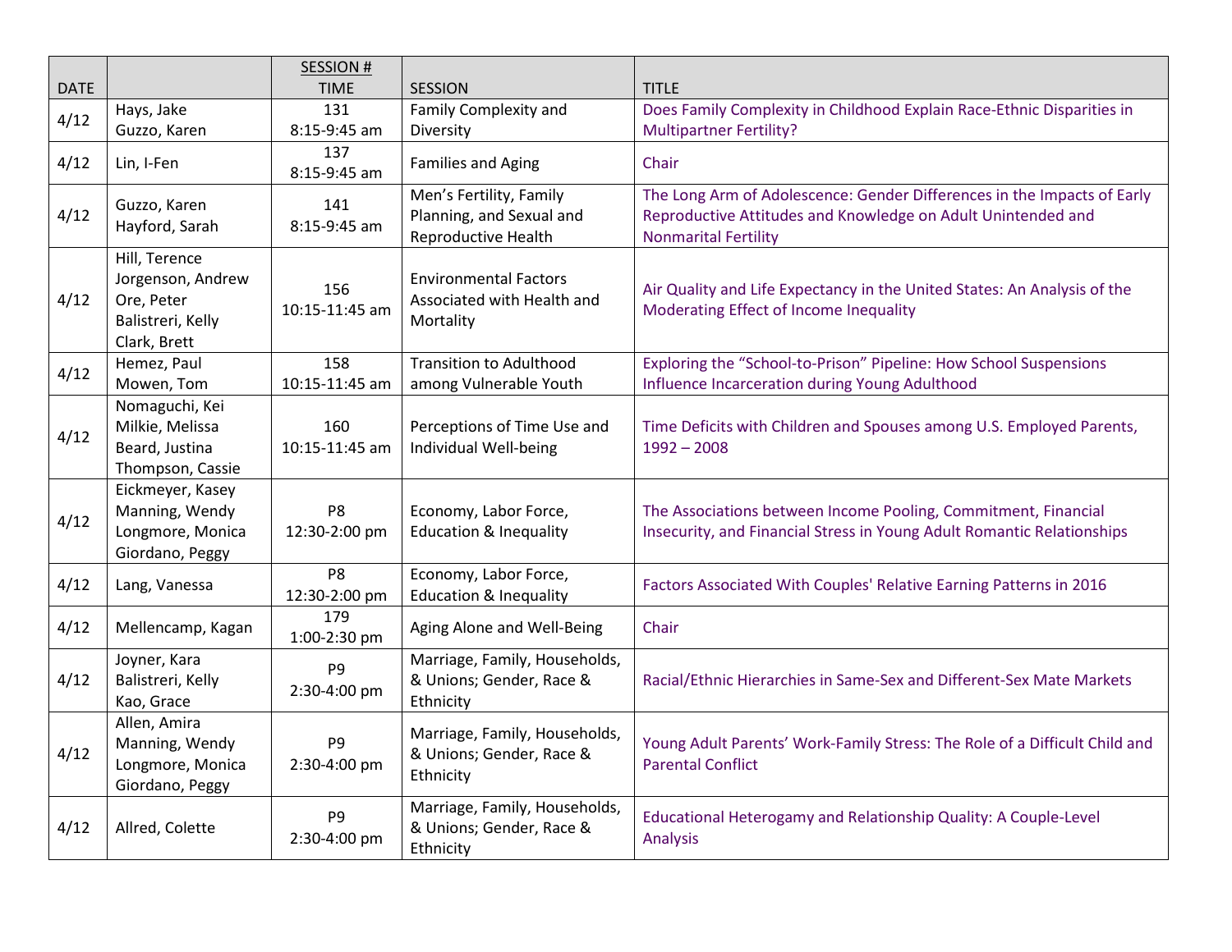| DATE | | SESSION # TIME | SESSION | TITLE |
|---|---|---|---|---|
| 4/12 | Hays, Jake<br>Guzzo, Karen | 131<br>8:15-9:45 am | Family Complexity and Diversity | Does Family Complexity in Childhood Explain Race-Ethnic Disparities in Multipartner Fertility? |
| 4/12 | Lin, I-Fen | 137<br>8:15-9:45 am | Families and Aging | Chair |
| 4/12 | Guzzo, Karen<br>Hayford, Sarah | 141<br>8:15-9:45 am | Men's Fertility, Family Planning, and Sexual and Reproductive Health | The Long Arm of Adolescence: Gender Differences in the Impacts of Early Reproductive Attitudes and Knowledge on Adult Unintended and Nonmarital Fertility |
| 4/12 | Hill, Terence<br>Jorgenson, Andrew<br>Ore, Peter<br>Balistreri, Kelly<br>Clark, Brett | 156<br>10:15-11:45 am | Environmental Factors Associated with Health and Mortality | Air Quality and Life Expectancy in the United States: An Analysis of the Moderating Effect of Income Inequality |
| 4/12 | Hemez, Paul<br>Mowen, Tom | 158<br>10:15-11:45 am | Transition to Adulthood among Vulnerable Youth | Exploring the "School-to-Prison" Pipeline: How School Suspensions Influence Incarceration during Young Adulthood |
| 4/12 | Nomaguchi, Kei<br>Milkie, Melissa<br>Beard, Justina<br>Thompson, Cassie | 160<br>10:15-11:45 am | Perceptions of Time Use and Individual Well-being | Time Deficits with Children and Spouses among U.S. Employed Parents, 1992 – 2008 |
| 4/12 | Eickmeyer, Kasey<br>Manning, Wendy<br>Longmore, Monica<br>Giordano, Peggy | P8<br>12:30-2:00 pm | Economy, Labor Force, Education & Inequality | The Associations between Income Pooling, Commitment, Financial Insecurity, and Financial Stress in Young Adult Romantic Relationships |
| 4/12 | Lang, Vanessa | P8<br>12:30-2:00 pm | Economy, Labor Force, Education & Inequality | Factors Associated With Couples' Relative Earning Patterns in 2016 |
| 4/12 | Mellencamp, Kagan | 179<br>1:00-2:30 pm | Aging Alone and Well-Being | Chair |
| 4/12 | Joyner, Kara<br>Balistreri, Kelly<br>Kao, Grace | P9<br>2:30-4:00 pm | Marriage, Family, Households, & Unions; Gender, Race & Ethnicity | Racial/Ethnic Hierarchies in Same-Sex and Different-Sex Mate Markets |
| 4/12 | Allen, Amira<br>Manning, Wendy<br>Longmore, Monica<br>Giordano, Peggy | P9<br>2:30-4:00 pm | Marriage, Family, Households, & Unions; Gender, Race & Ethnicity | Young Adult Parents' Work-Family Stress: The Role of a Difficult Child and Parental Conflict |
| 4/12 | Allred, Colette | P9<br>2:30-4:00 pm | Marriage, Family, Households, & Unions; Gender, Race & Ethnicity | Educational Heterogamy and Relationship Quality: A Couple-Level Analysis |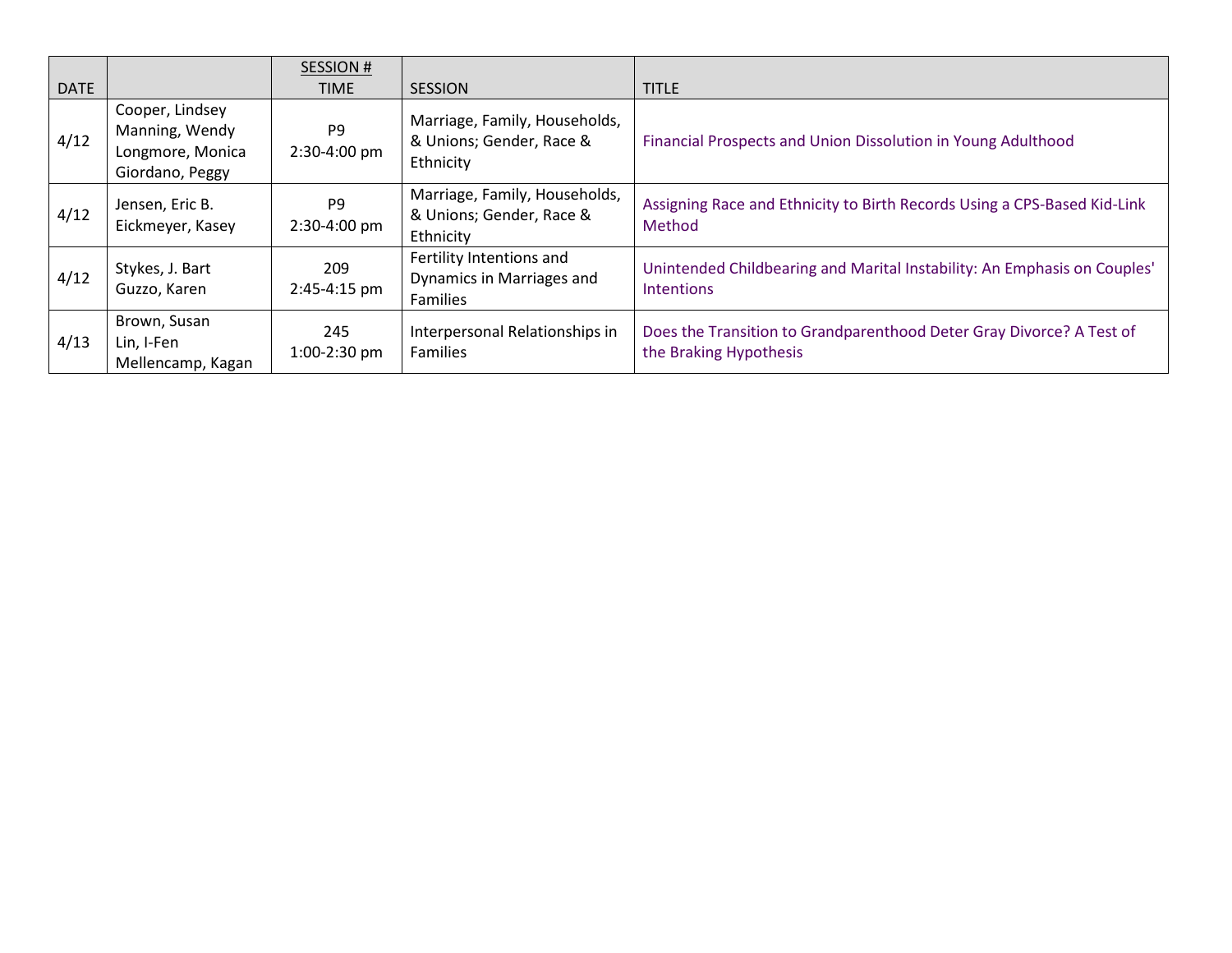| DATE | | SESSION #<br>TIME | SESSION | TITLE |
|---|---|---|---|---|
| 4/12 | Cooper, Lindsey<br>Manning, Wendy<br>Longmore, Monica<br>Giordano, Peggy | P9<br>2:30-4:00 pm | Marriage, Family, Households, & Unions; Gender, Race & Ethnicity | Financial Prospects and Union Dissolution in Young Adulthood |
| 4/12 | Jensen, Eric B.<br>Eickmeyer, Kasey | P9<br>2:30-4:00 pm | Marriage, Family, Households, & Unions; Gender, Race & Ethnicity | Assigning Race and Ethnicity to Birth Records Using a CPS-Based Kid-Link Method |
| 4/12 | Stykes, J. Bart<br>Guzzo, Karen | 209<br>2:45-4:15 pm | Fertility Intentions and Dynamics in Marriages and Families | Unintended Childbearing and Marital Instability: An Emphasis on Couples' Intentions |
| 4/13 | Brown, Susan<br>Lin, I-Fen<br>Mellencamp, Kagan | 245<br>1:00-2:30 pm | Interpersonal Relationships in Families | Does the Transition to Grandparenthood Deter Gray Divorce? A Test of the Braking Hypothesis |